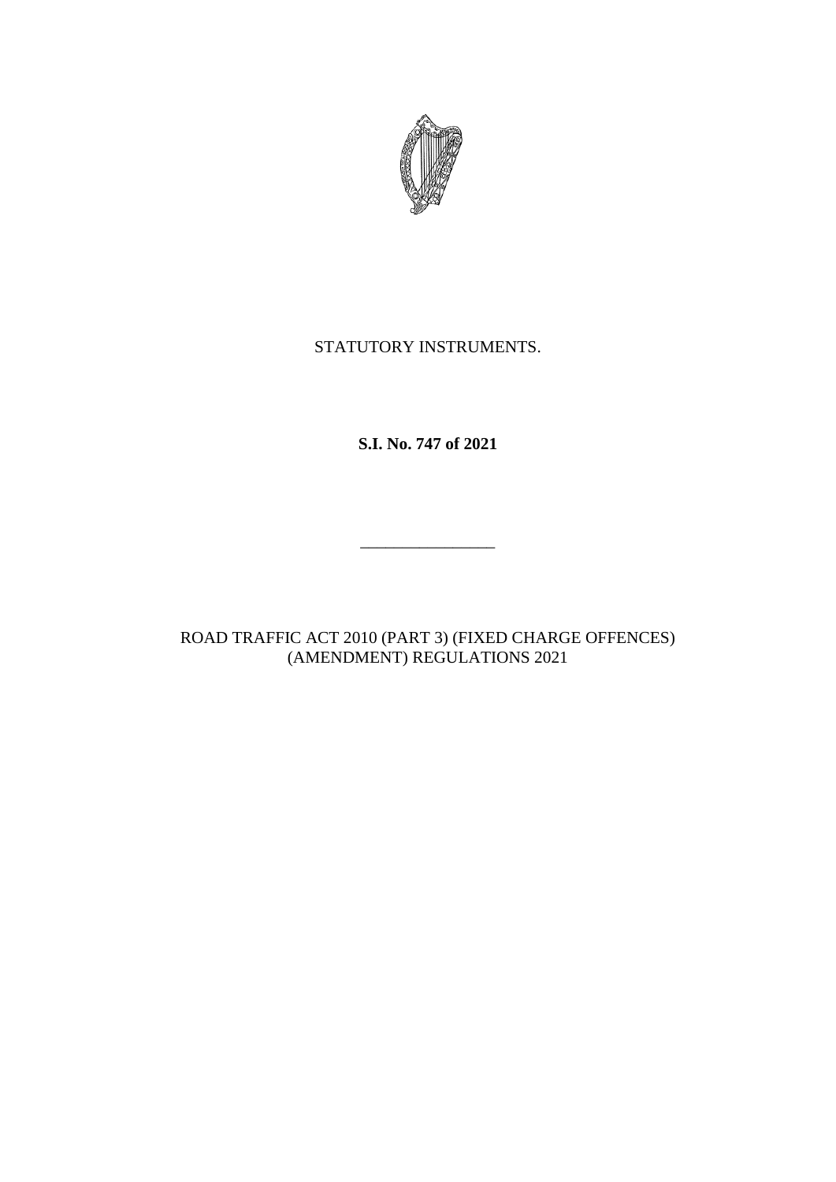STATUTORY INSTRUMENTS.

**S.I. No. 747 of 2021**

________________

ROAD TRAFFIC ACT 2010 (PART 3) (FIXED CHARGE OFFENCES) (AMENDMENT) REGULATIONS 2021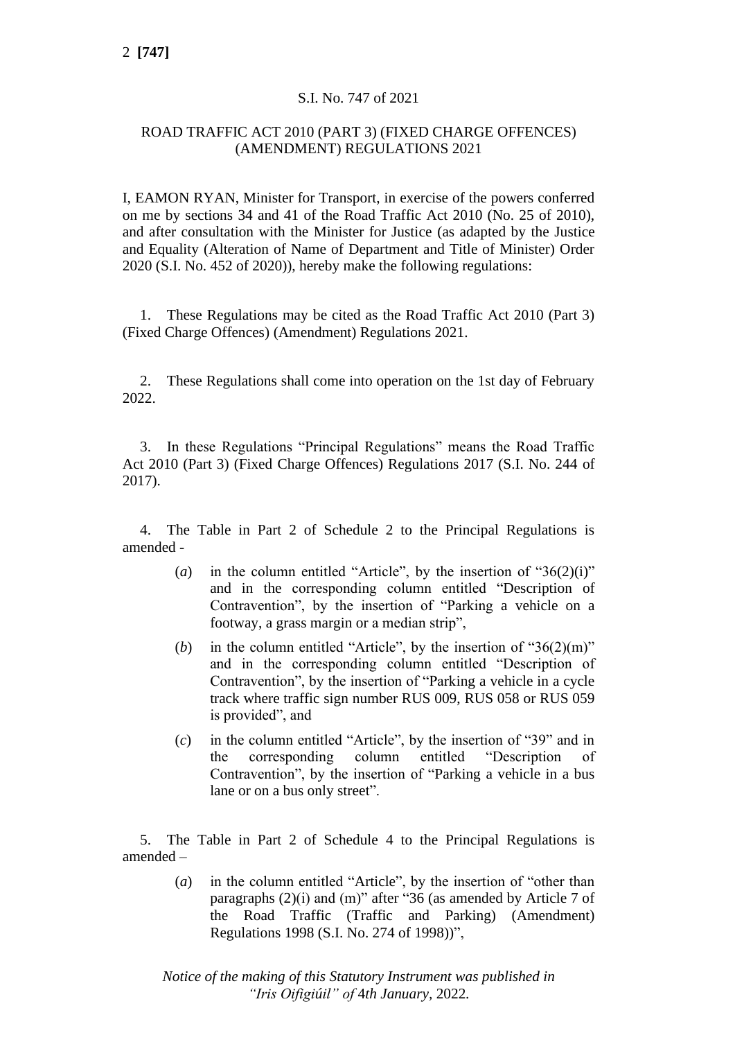S.I. No. 747 of 2021

ROAD TRAFFIC ACT 2010 (PART 3) (FIXED CHARGE OFFENCES) (AMENDMENT) REGULATIONS 2021

I, EAMON RYAN, Minister for Transport, in exercise of the powers conferred on me by sections 34 and 41 of the Road Traffic Act 2010 (No. 25 of 2010), and after consultation with the Minister for Justice (as adapted by the Justice and Equality (Alteration of Name of Department and Title of Minister) Order 2020 (S.I. No. 452 of 2020)), hereby make the following regulations:

1. These Regulations may be cited as the Road Traffic Act 2010 (Part 3) (Fixed Charge Offences) (Amendment) Regulations 2021.

2. These Regulations shall come into operation on the 1st day of February 2022.

3. In these Regulations "Principal Regulations" means the Road Traffic Act 2010 (Part 3) (Fixed Charge Offences) Regulations 2017 (S.I. No. 244 of 2017).

4. The Table in Part 2 of Schedule 2 to the Principal Regulations is amended -

(*a*) in the column entitled "Article", by the insertion of "36(2)(i)" and in the corresponding column entitled "Description of Contravention", by the insertion of "Parking a vehicle on a footway, a grass margin or a median strip",

(*b*) in the column entitled "Article", by the insertion of "36(2)(m)" and in the corresponding column entitled "Description of Contravention", by the insertion of "Parking a vehicle in a cycle track where traffic sign number RUS 009, RUS 058 or RUS 059 is provided", and

(*c*) in the column entitled "Article", by the insertion of "39" and in the corresponding column entitled "Description of Contravention", by the insertion of "Parking a vehicle in a bus lane or on a bus only street".

5. The Table in Part 2 of Schedule 4 to the Principal Regulations is amended –

(*a*) in the column entitled "Article", by the insertion of "other than paragraphs (2)(i) and (m)" after "36 (as amended by Article 7 of the Road Traffic (Traffic and Parking) (Amendment) Regulations 1998 (S.I. No. 274 of 1998))",

*Notice of the making of this Statutory Instrument was published in "Iris Oifigiúil" of 4th January, 2022.*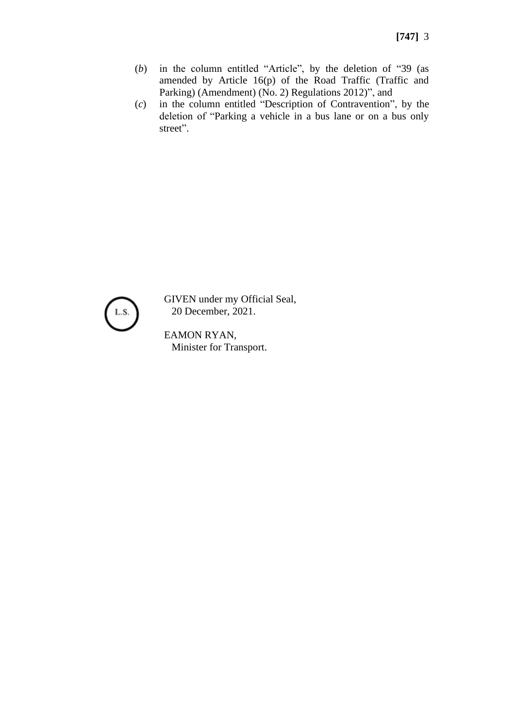(*b*) in the column entitled “Article”, by the deletion of “39 (as amended by Article 16(p) of the Road Traffic (Traffic and Parking) (Amendment) (No. 2) Regulations 2012)”, and

(*c*) in the column entitled “Description of Contravention”, by the deletion of “Parking a vehicle in a bus lane or on a bus only street”.

L.S.

GIVEN under my Official Seal,
20 December, 2021.

EAMON RYAN,
Minister for Transport.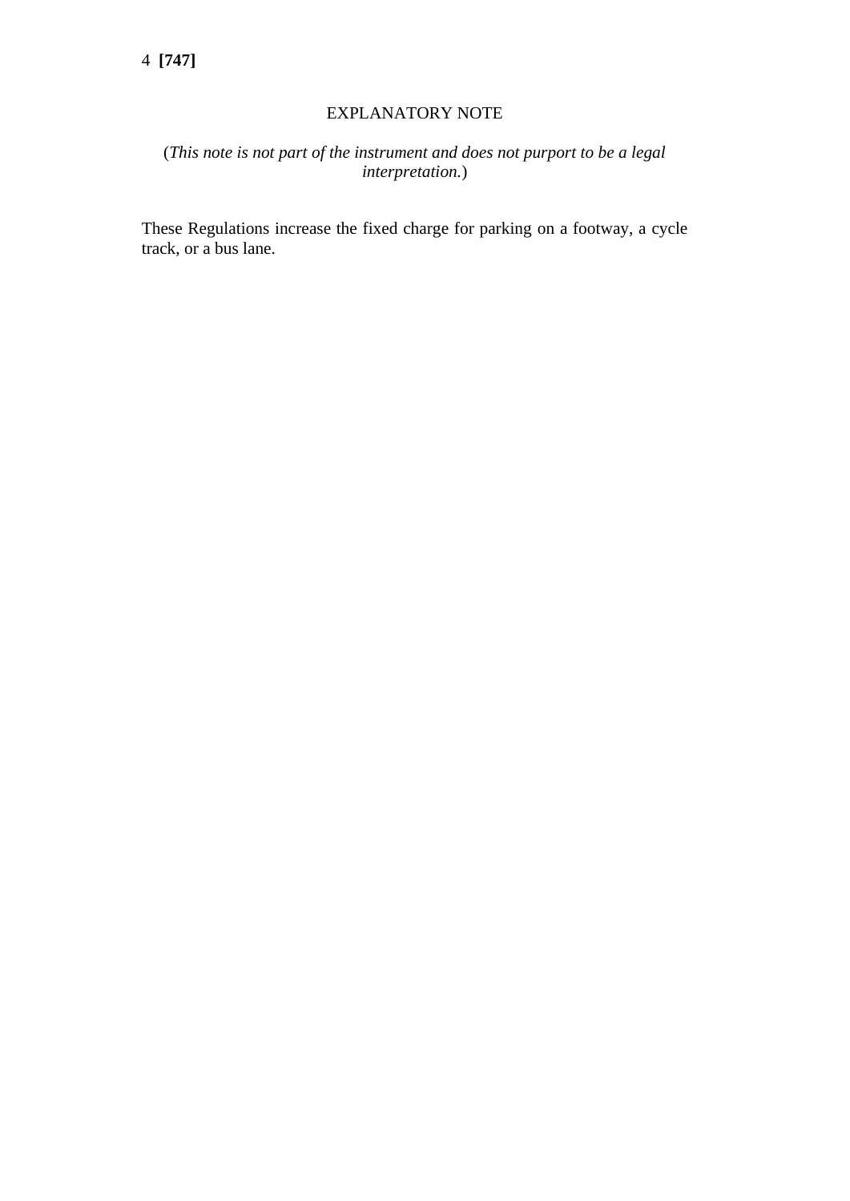## EXPLANATORY NOTE

(*This note is not part of the instrument and does not purport to be a legal interpretation.*)

These Regulations increase the fixed charge for parking on a footway, a cycle track, or a bus lane.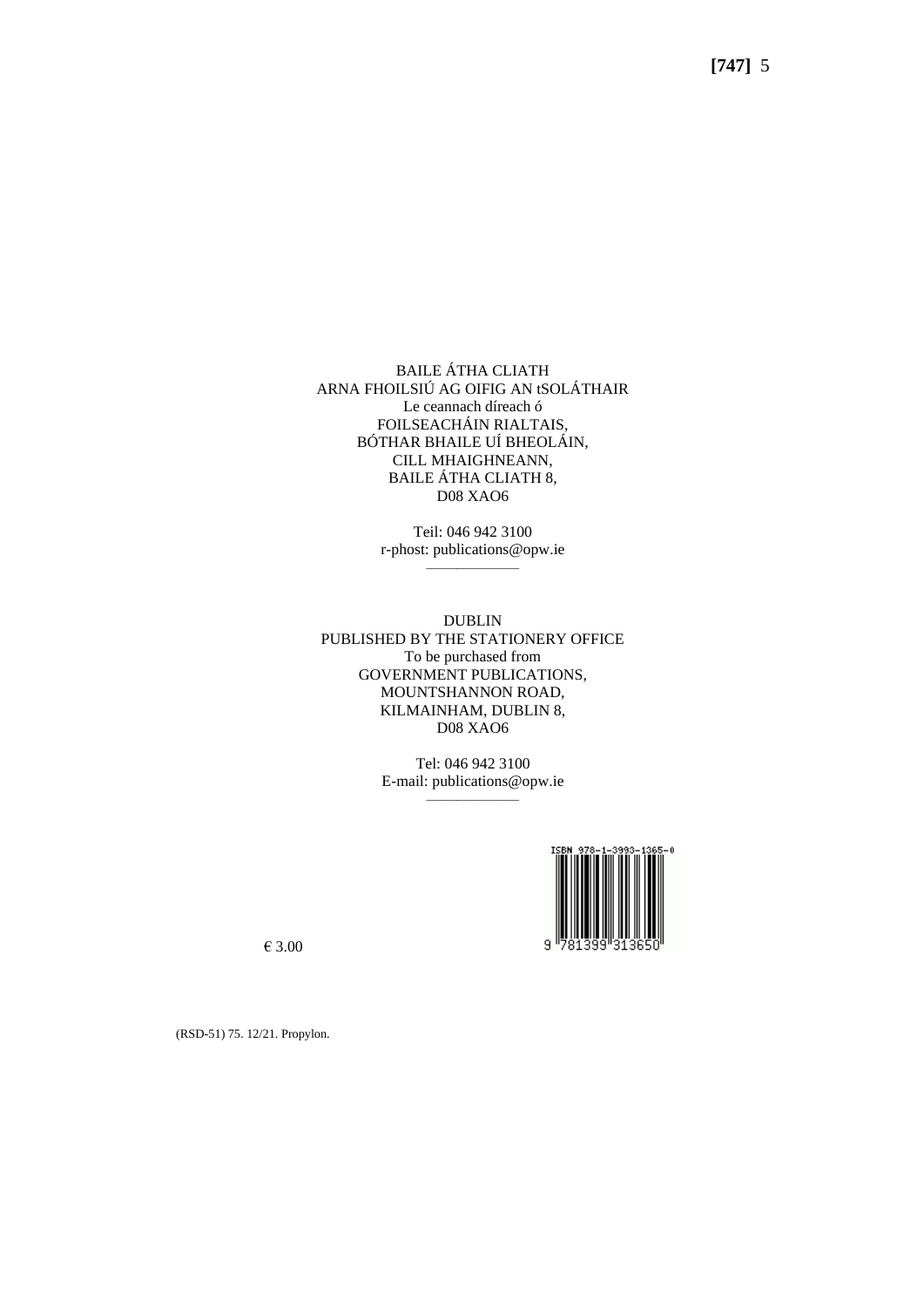BAILE ÁTHA CLIATH
ARNA FHOILSIÚ AG OIFIG AN tSOLÁTHAIR
Le ceannach díreach ó
FOILSEACHÁIN RIALTAIS,
BÓTHAR BHAILE UÍ BHEOLÁIN,
CILL MHAIGHNEANN,
BAILE ÁTHA CLIATH 8,
D08 XAO6

Teil: 046 942 3100
r-phost: publications@opw.ie

---

DUBLIN
PUBLISHED BY THE STATIONERY OFFICE
To be purchased from
GOVERNMENT PUBLICATIONS,
MOUNTSHANNON ROAD,
KILMAINHAM, DUBLIN 8,
D08 XAO6

Tel: 046 942 3100
E-mail: publications@opw.ie

---

ISBN 978-1-3993-1365-0

9 781399 313650

€ 3.00

(RSD-51) 75. 12/21. Propylon.